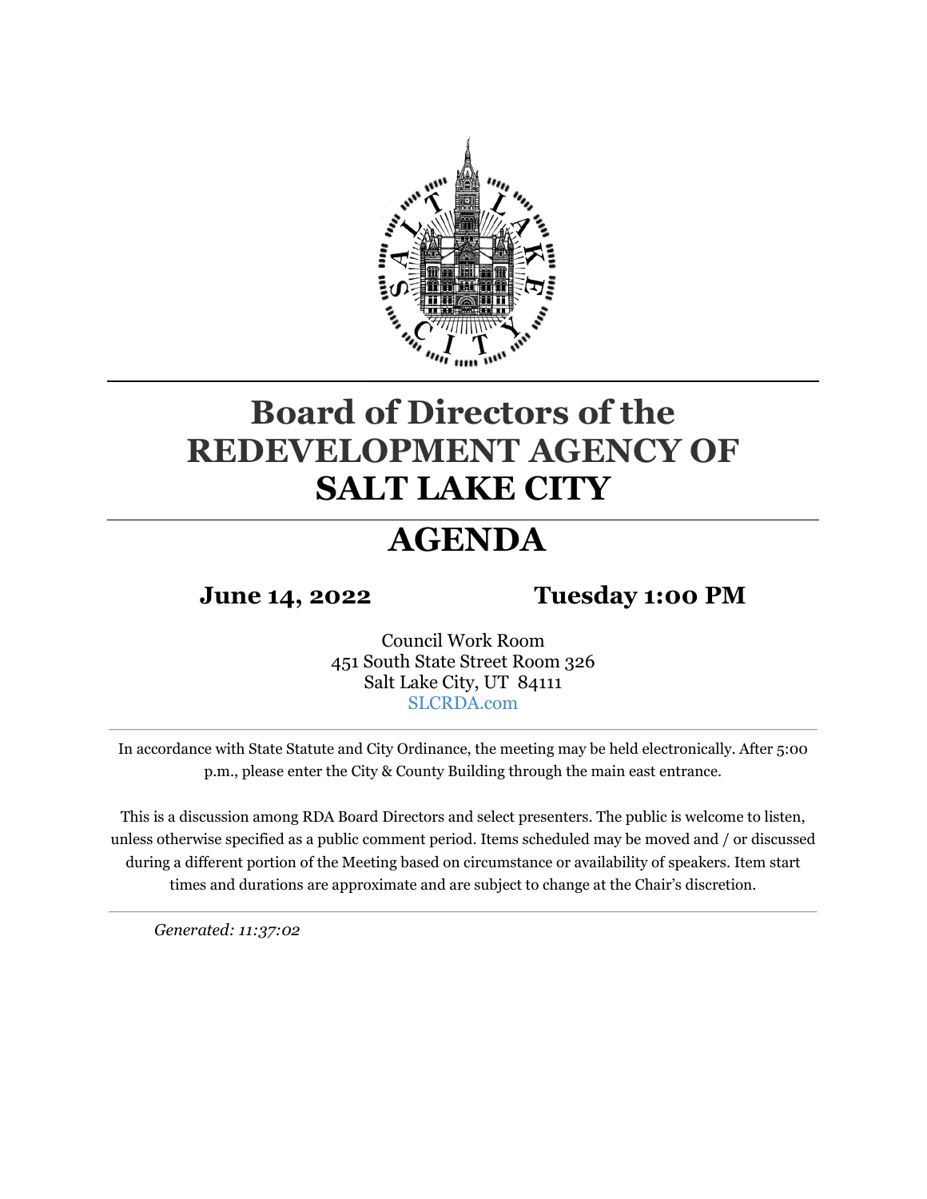# Board of Directors of the REDEVELOPMENT AGENCY OF SALT LAKE CITY

# AGENDA

**June 14, 2022** **Tuesday 1:00 PM**

Council Work Room
451 South State Street Room 326
Salt Lake City, UT 84111
SLCRDA.com

In accordance with State Statute and City Ordinance, the meeting may be held electronically. After 5:00 p.m., please enter the City & County Building through the main east entrance.

This is a discussion among RDA Board Directors and select presenters. The public is welcome to listen, unless otherwise specified as a public comment period. Items scheduled may be moved and / or discussed during a different portion of the Meeting based on circumstance or availability of speakers. Item start times and durations are approximate and are subject to change at the Chair's discretion.

*Generated: 11:37:02*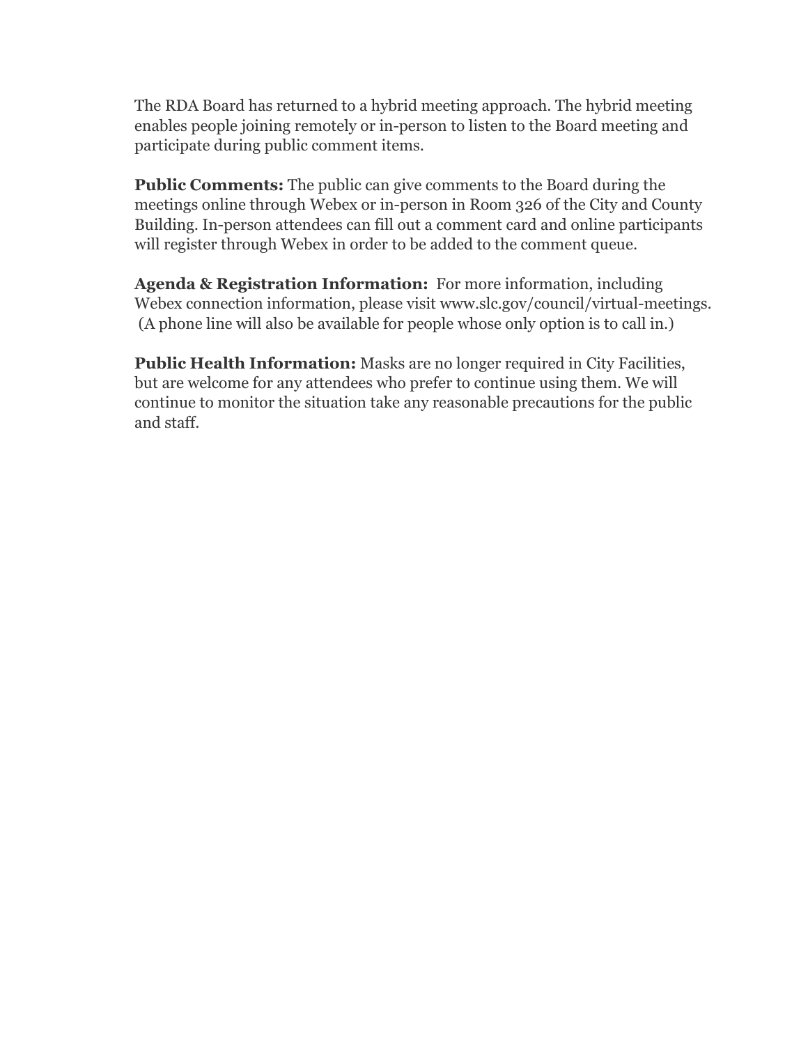The RDA Board has returned to a hybrid meeting approach. The hybrid meeting enables people joining remotely or in-person to listen to the Board meeting and participate during public comment items.

**Public Comments:** The public can give comments to the Board during the meetings online through Webex or in-person in Room 326 of the City and County Building. In-person attendees can fill out a comment card and online participants will register through Webex in order to be added to the comment queue.

**Agenda & Registration Information:** For more information, including Webex connection information, please visit www.slc.gov/council/virtual-meetings. (A phone line will also be available for people whose only option is to call in.)

**Public Health Information:** Masks are no longer required in City Facilities, but are welcome for any attendees who prefer to continue using them. We will continue to monitor the situation take any reasonable precautions for the public and staff.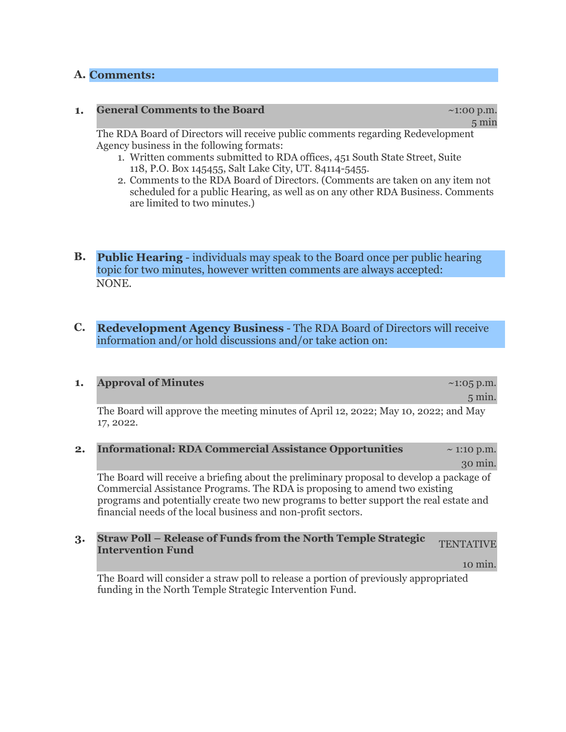## A. Comments:

### 1. General Comments to the Board

~1:00 p.m.
5 min

The RDA Board of Directors will receive public comments regarding Redevelopment Agency business in the following formats:

1. Written comments submitted to RDA offices, 451 South State Street, Suite 118, P.O. Box 145455, Salt Lake City, UT. 84114-5455.
2. Comments to the RDA Board of Directors. (Comments are taken on any item not scheduled for a public Hearing, as well as on any other RDA Business. Comments are limited to two minutes.)

## B. Public Hearing - individuals may speak to the Board once per public hearing topic for two minutes, however written comments are always accepted:

NONE.

## C. Redevelopment Agency Business - The RDA Board of Directors will receive information and/or hold discussions and/or take action on:

### 1. Approval of Minutes

~1:05 p.m.
5 min.

The Board will approve the meeting minutes of April 12, 2022; May 10, 2022; and May 17, 2022.

### 2. Informational: RDA Commercial Assistance Opportunities

~ 1:10 p.m.
30 min.

The Board will receive a briefing about the preliminary proposal to develop a package of Commercial Assistance Programs. The RDA is proposing to amend two existing programs and potentially create two new programs to better support the real estate and financial needs of the local business and non-profit sectors.

### 3. Straw Poll – Release of Funds from the North Temple Strategic Intervention Fund

TENTATIVE
10 min.

The Board will consider a straw poll to release a portion of previously appropriated funding in the North Temple Strategic Intervention Fund.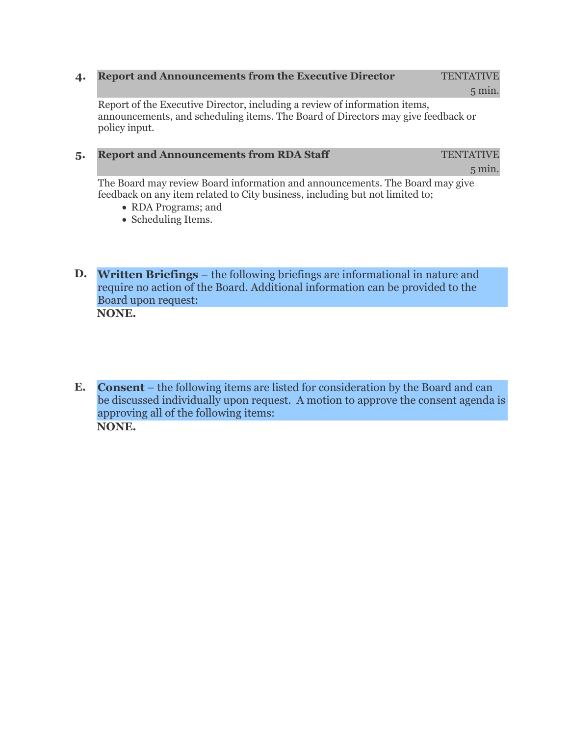### 4. Report and Announcements from the Executive Director

TENTATIVE
5 min.

Report of the Executive Director, including a review of information items, announcements, and scheduling items. The Board of Directors may give feedback or policy input.

### 5. Report and Announcements from RDA Staff

TENTATIVE
5 min.

The Board may review Board information and announcements. The Board may give feedback on any item related to City business, including but not limited to;

- RDA Programs; and
- Scheduling Items.

## D. Written Briefings

**Written Briefings** – the following briefings are informational in nature and require no action of the Board. Additional information can be provided to the Board upon request:

**NONE.**

## E. Consent

**Consent** – the following items are listed for consideration by the Board and can be discussed individually upon request. A motion to approve the consent agenda is approving all of the following items:

**NONE.**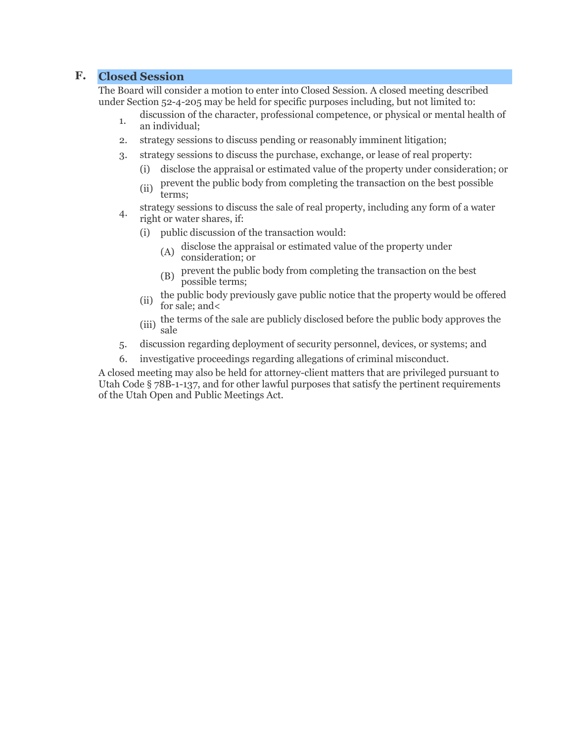## F. Closed Session

The Board will consider a motion to enter into Closed Session. A closed meeting described under Section 52-4-205 may be held for specific purposes including, but not limited to:

1. discussion of the character, professional competence, or physical or mental health of an individual;
2. strategy sessions to discuss pending or reasonably imminent litigation;
3. strategy sessions to discuss the purchase, exchange, or lease of real property:
   - (i) disclose the appraisal or estimated value of the property under consideration; or
   - (ii) prevent the public body from completing the transaction on the best possible terms;
4. strategy sessions to discuss the sale of real property, including any form of a water right or water shares, if:
   - (i) public discussion of the transaction would:
     - (A) disclose the appraisal or estimated value of the property under consideration; or
     - (B) prevent the public body from completing the transaction on the best possible terms;
   - (ii) the public body previously gave public notice that the property would be offered for sale; and<
   - (iii) the terms of the sale are publicly disclosed before the public body approves the sale
5. discussion regarding deployment of security personnel, devices, or systems; and
6. investigative proceedings regarding allegations of criminal misconduct.

A closed meeting may also be held for attorney-client matters that are privileged pursuant to Utah Code § 78B-1-137, and for other lawful purposes that satisfy the pertinent requirements of the Utah Open and Public Meetings Act.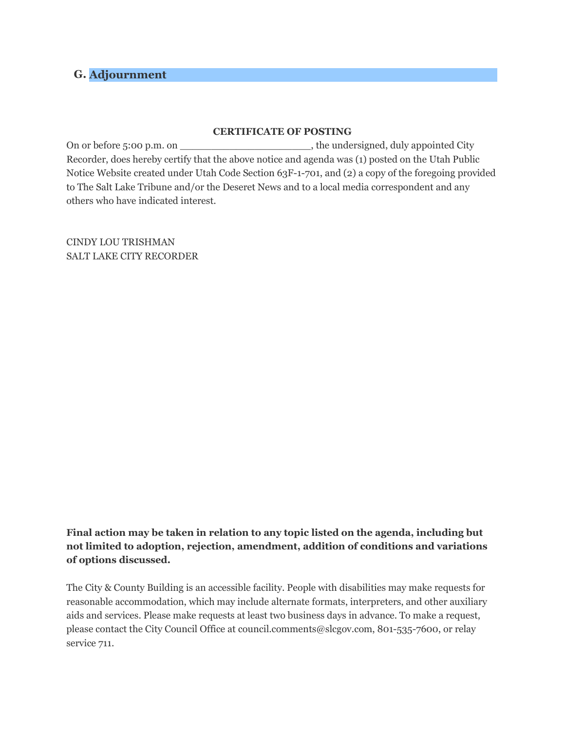## G. Adjournment

**CERTIFICATE OF POSTING**

On or before 5:00 p.m. on ______________________, the undersigned, duly appointed City Recorder, does hereby certify that the above notice and agenda was (1) posted on the Utah Public Notice Website created under Utah Code Section 63F-1-701, and (2) a copy of the foregoing provided to The Salt Lake Tribune and/or the Deseret News and to a local media correspondent and any others who have indicated interest.

CINDY LOU TRISHMAN
SALT LAKE CITY RECORDER

**Final action may be taken in relation to any topic listed on the agenda, including but not limited to adoption, rejection, amendment, addition of conditions and variations of options discussed.**

The City & County Building is an accessible facility. People with disabilities may make requests for reasonable accommodation, which may include alternate formats, interpreters, and other auxiliary aids and services. Please make requests at least two business days in advance. To make a request, please contact the City Council Office at council.comments@slcgov.com, 801-535-7600, or relay service 711.